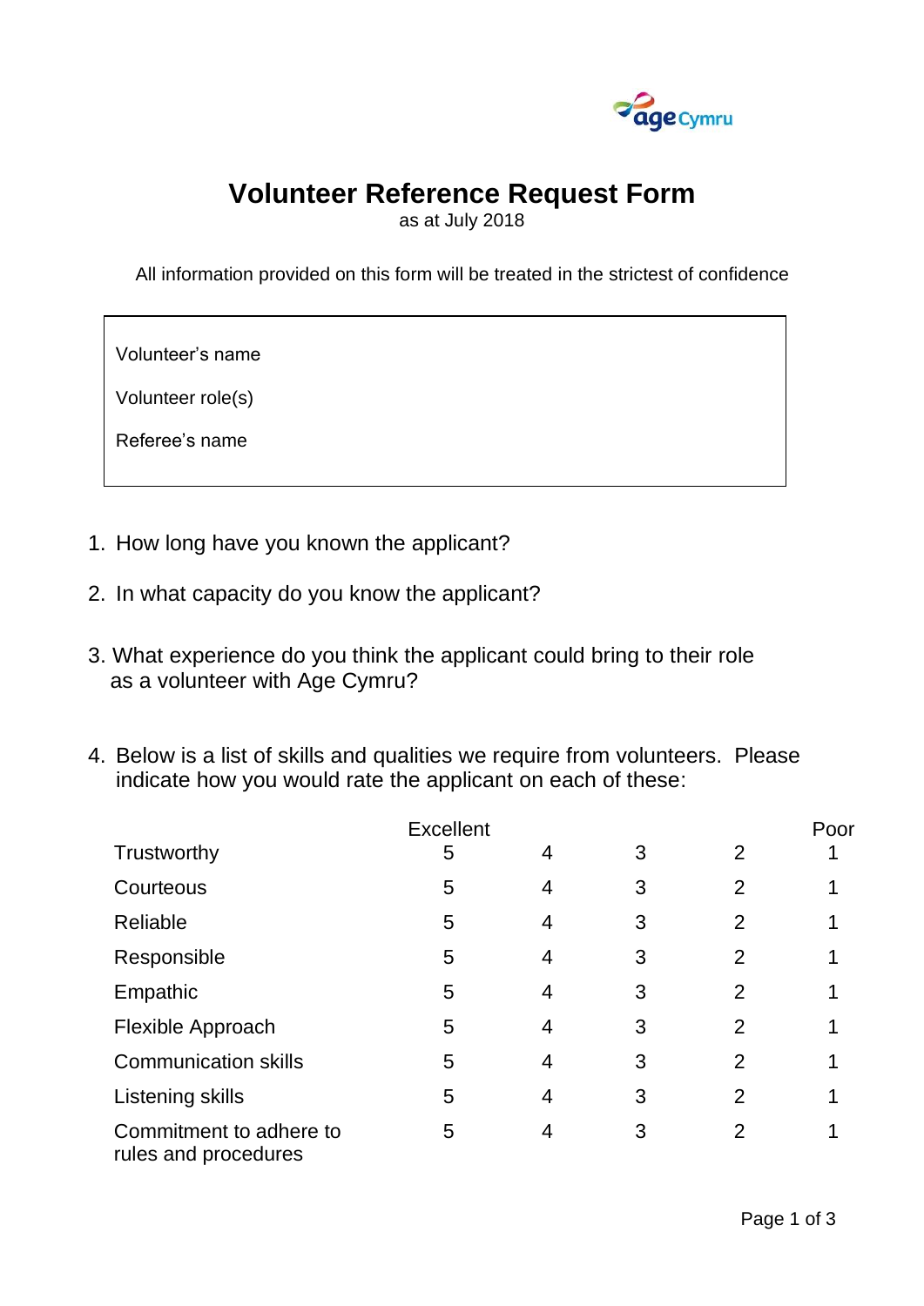# Volunteer Reference Request Form

as at July 2018

All information provided on this form will be treated in the strictest of confidence

| |
|---|
| Volunteer's name |
| Volunteer role(s) |
| Referee's name |

1. How long have you known the applicant?

2. In what capacity do you know the applicant?

3. What experience do you think the applicant could bring to their role as a volunteer with Age Cymru?

4. Below is a list of skills and qualities we require from volunteers. Please indicate how you would rate the applicant on each of these:

| | Excellent | | | | Poor |
|---|---|---|---|---|---|
| Trustworthy | 5 | 4 | 3 | 2 | 1 |
| Courteous | 5 | 4 | 3 | 2 | 1 |
| Reliable | 5 | 4 | 3 | 2 | 1 |
| Responsible | 5 | 4 | 3 | 2 | 1 |
| Empathic | 5 | 4 | 3 | 2 | 1 |
| Flexible Approach | 5 | 4 | 3 | 2 | 1 |
| Communication skills | 5 | 4 | 3 | 2 | 1 |
| Listening skills | 5 | 4 | 3 | 2 | 1 |
| Commitment to adhere to rules and procedures | 5 | 4 | 3 | 2 | 1 |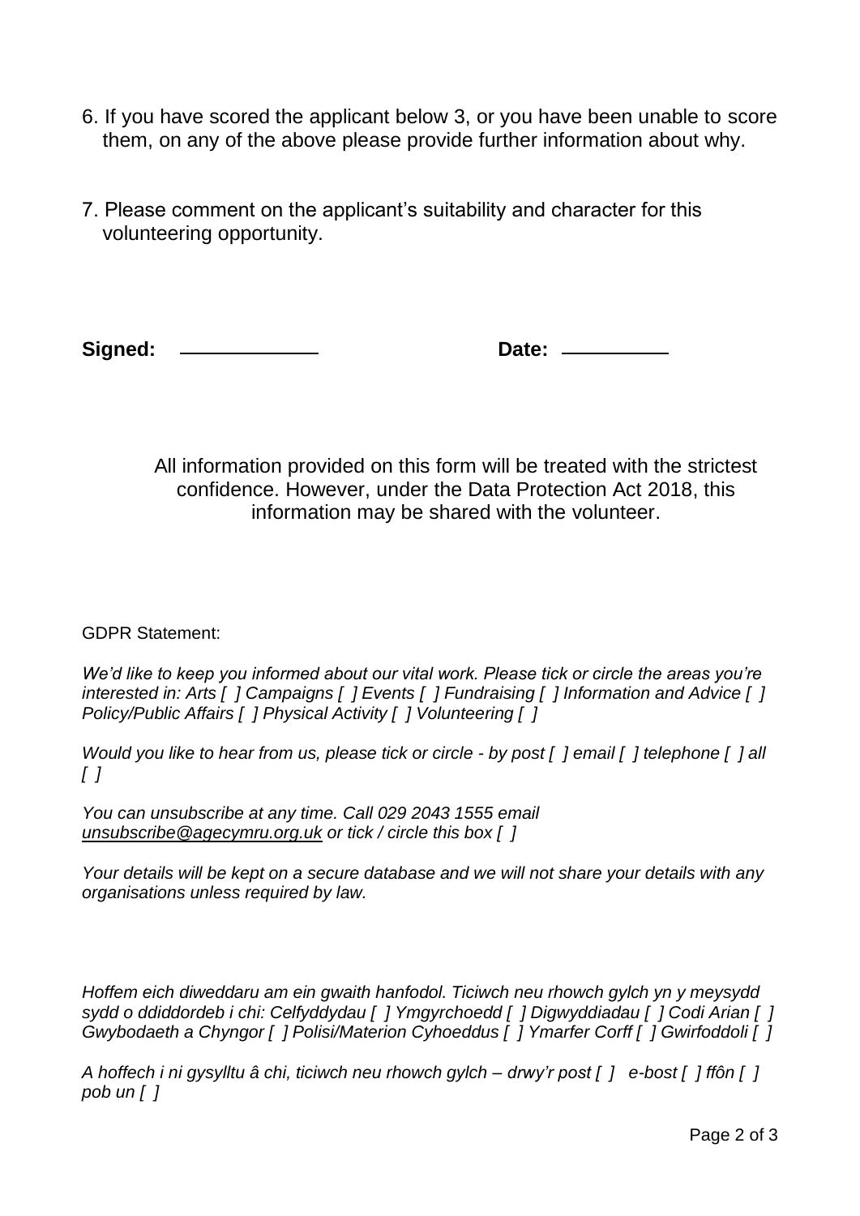6. If you have scored the applicant below 3, or you have been unable to score them, on any of the above please provide further information about why.

7. Please comment on the applicant's suitability and character for this volunteering opportunity.

**Signed:** \_\_\_\_\_\_\_\_\_\_\_\_\_\_\_\_ **Date:** \_\_\_\_\_\_\_\_\_\_\_\_

All information provided on this form will be treated with the strictest confidence. However, under the Data Protection Act 2018, this information may be shared with the volunteer.

GDPR Statement:

*We'd like to keep you informed about our vital work. Please tick or circle the areas you're interested in: Arts [ ] Campaigns [ ] Events [ ] Fundraising [ ] Information and Advice [ ] Policy/Public Affairs [ ] Physical Activity [ ] Volunteering [ ]*

*Would you like to hear from us, please tick or circle - by post [ ] email [ ] telephone [ ] all [ ]*

*You can unsubscribe at any time. Call 029 2043 1555 email unsubscribe@agecymru.org.uk or tick / circle this box [ ]*

*Your details will be kept on a secure database and we will not share your details with any organisations unless required by law.*

*Hoffem eich diweddaru am ein gwaith hanfodol. Ticiwch neu rhowch gylch yn y meysydd sydd o ddiddordeb i chi: Celfyddydau [ ] Ymgyrchoedd [ ] Digwyddiadau [ ] Codi Arian [ ] Gwybodaeth a Chyngor [ ] Polisi/Materion Cyhoeddus [ ] Ymarfer Corff [ ] Gwirfoddoli [ ]*

*A hoffech i ni gysylltu â chi, ticiwch neu rhowch gylch – drwy'r post [ ] e-bost [ ] ffôn [ ] pob un [ ]*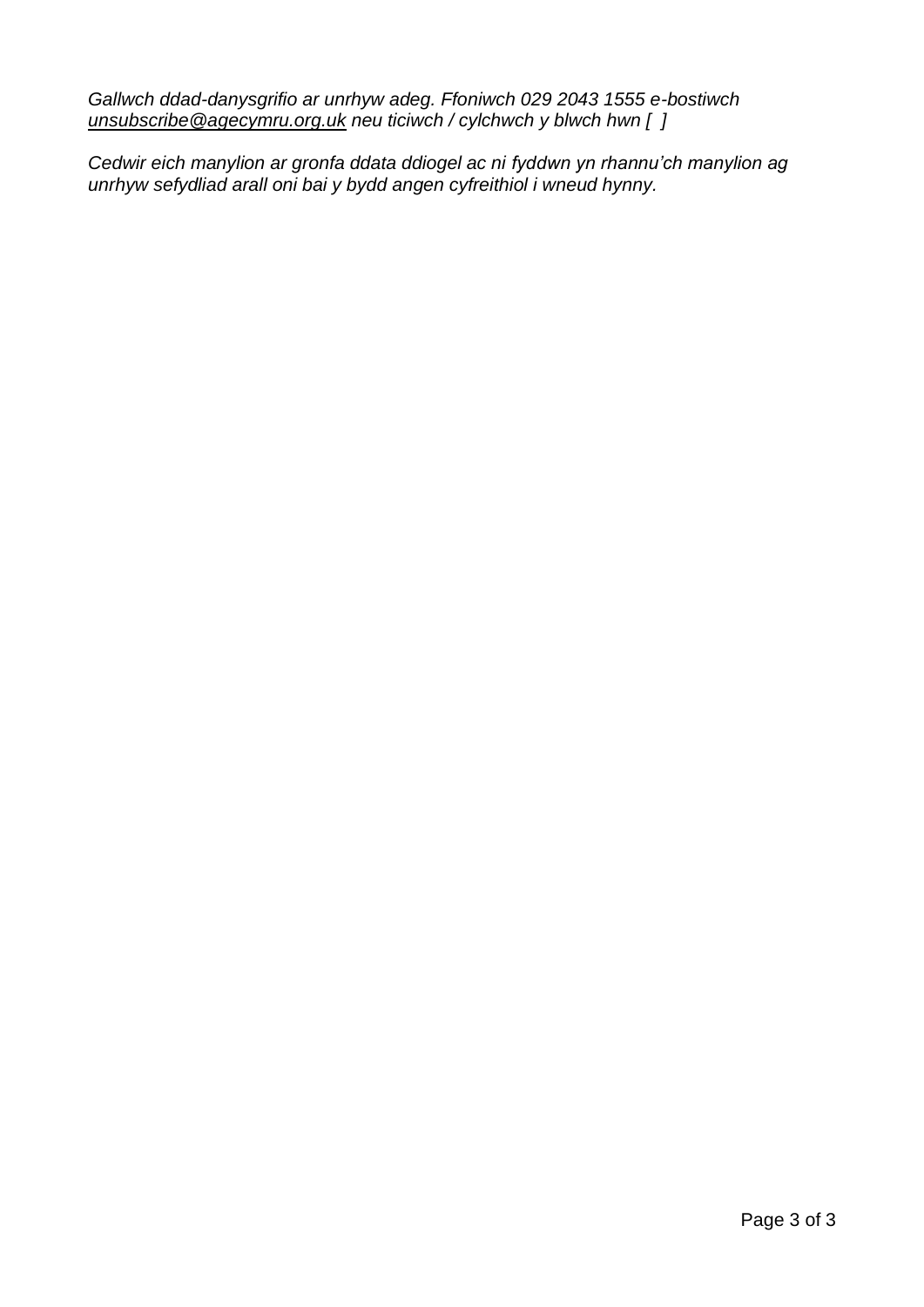*Gallwch ddad-danysgrifio ar unrhyw adeg. Ffoniwch 029 2043 1555 e-bostiwch unsubscribe@agecymru.org.uk neu ticiwch / cylchwch y blwch hwn [ ]*

*Cedwir eich manylion ar gronfa ddata ddiogel ac ni fyddwn yn rhannu'ch manylion ag unrhyw sefydliad arall oni bai y bydd angen cyfreithiol i wneud hynny.*